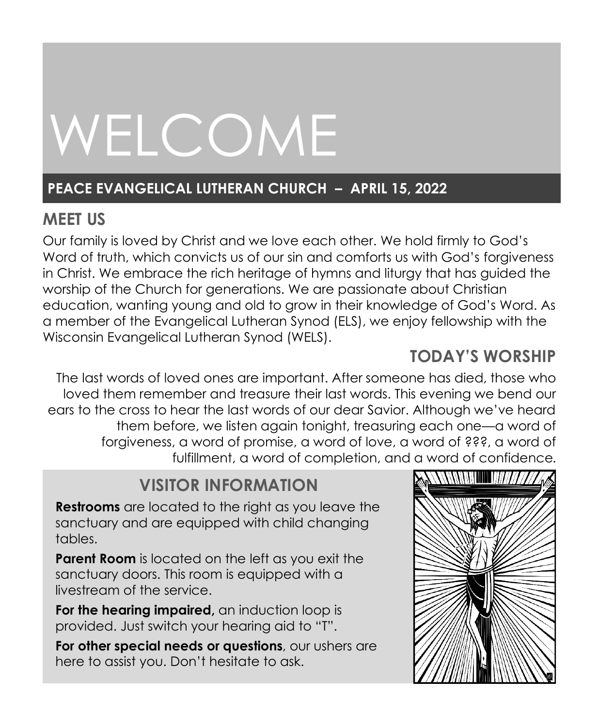# WELCOME

**PEACE EVANGELICAL LUTHERAN CHURCH – APRIL 15, 2022**

## MEET US

Our family is loved by Christ and we love each other. We hold firmly to God's Word of truth, which convicts us of our sin and comforts us with God's forgiveness in Christ. We embrace the rich heritage of hymns and liturgy that has guided the worship of the Church for generations. We are passionate about Christian education, wanting young and old to grow in their knowledge of God's Word. As a member of the Evangelical Lutheran Synod (ELS), we enjoy fellowship with the Wisconsin Evangelical Lutheran Synod (WELS).

## TODAY'S WORSHIP

The last words of loved ones are important. After someone has died, those who loved them remember and treasure their last words. This evening we bend our ears to the cross to hear the last words of our dear Savior. Although we've heard them before, we listen again tonight, treasuring each one—a word of forgiveness, a word of promise, a word of love, a word of ???, a word of fulfillment, a word of completion, and a word of confidence.

## VISITOR INFORMATION

**Restrooms** are located to the right as you leave the sanctuary and are equipped with child changing tables.

**Parent Room** is located on the left as you exit the sanctuary doors. This room is equipped with a livestream of the service.

**For the hearing impaired,** an induction loop is provided. Just switch your hearing aid to "T".

**For other special needs or questions**, our ushers are here to assist you. Don't hesitate to ask.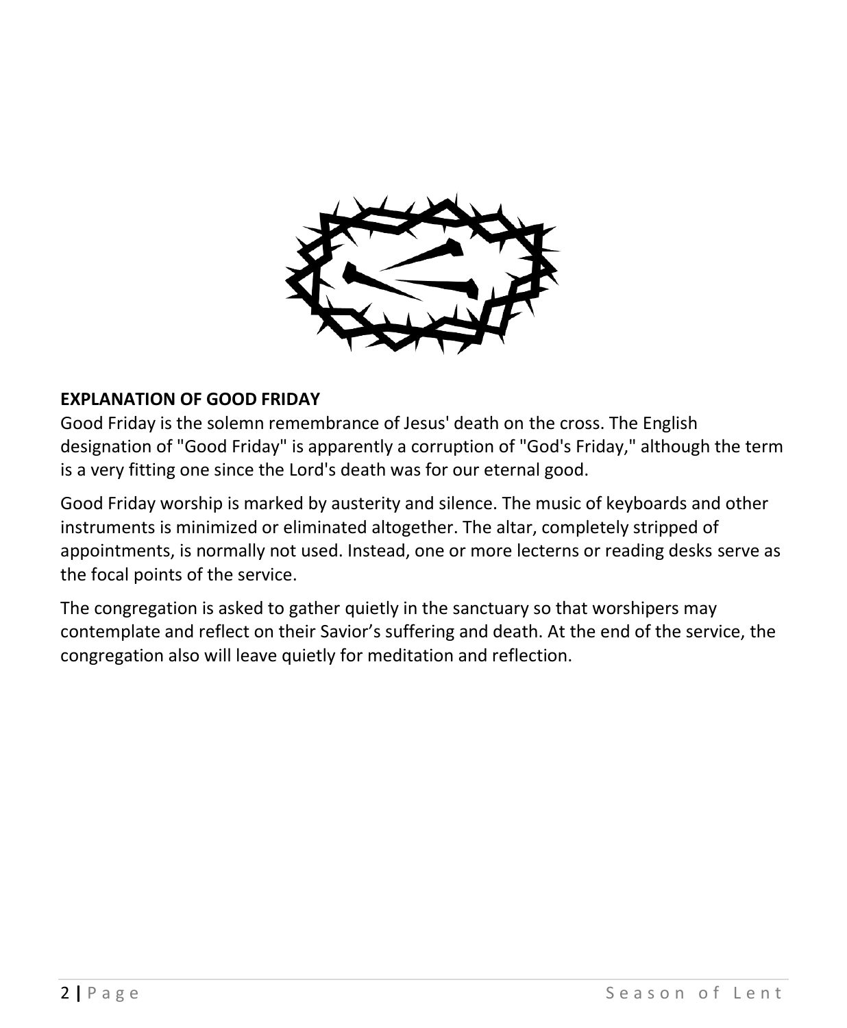**EXPLANATION OF GOOD FRIDAY**

Good Friday is the solemn remembrance of Jesus' death on the cross. The English designation of "Good Friday" is apparently a corruption of "God's Friday," although the term is a very fitting one since the Lord's death was for our eternal good.

Good Friday worship is marked by austerity and silence. The music of keyboards and other instruments is minimized or eliminated altogether. The altar, completely stripped of appointments, is normally not used. Instead, one or more lecterns or reading desks serve as the focal points of the service.

The congregation is asked to gather quietly in the sanctuary so that worshipers may contemplate and reflect on their Savior's suffering and death. At the end of the service, the congregation also will leave quietly for meditation and reflection.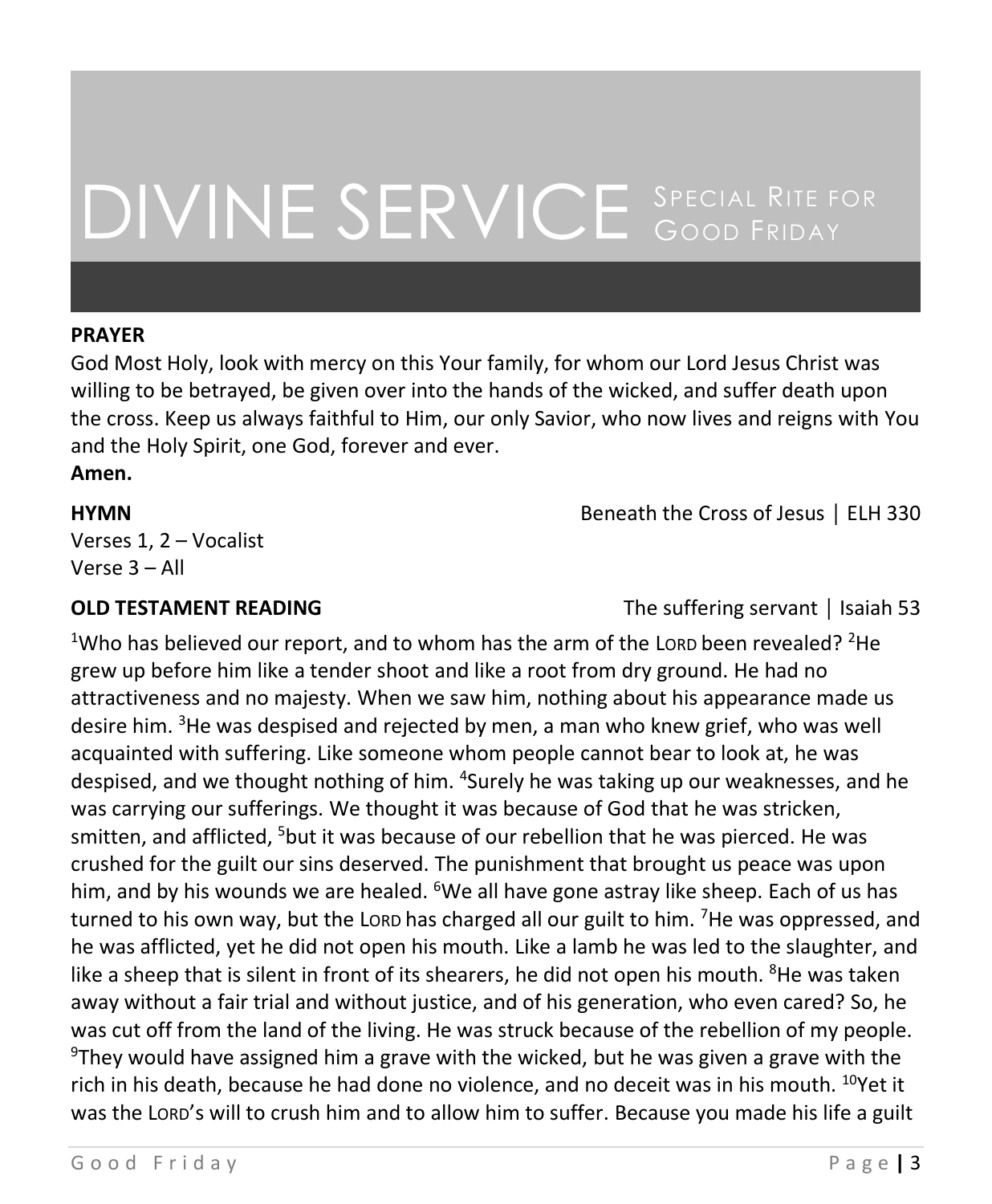# DIVINE SERVICE Special Rite for Good Friday

**PRAYER**

God Most Holy, look with mercy on this Your family, for whom our Lord Jesus Christ was willing to be betrayed, be given over into the hands of the wicked, and suffer death upon the cross. Keep us always faithful to Him, our only Savior, who now lives and reigns with You and the Holy Spirit, one God, forever and ever.

**Amen.**

**HYMN** Beneath the Cross of Jesus | ELH 330

Verses 1, 2 – Vocalist
Verse 3 – All

**OLD TESTAMENT READING** The suffering servant | Isaiah 53

[1]Who has believed our report, and to whom has the arm of the LORD been revealed? [2]He grew up before him like a tender shoot and like a root from dry ground. He had no attractiveness and no majesty. When we saw him, nothing about his appearance made us desire him. [3]He was despised and rejected by men, a man who knew grief, who was well acquainted with suffering. Like someone whom people cannot bear to look at, he was despised, and we thought nothing of him. [4]Surely he was taking up our weaknesses, and he was carrying our sufferings. We thought it was because of God that he was stricken, smitten, and afflicted, [5]but it was because of our rebellion that he was pierced. He was crushed for the guilt our sins deserved. The punishment that brought us peace was upon him, and by his wounds we are healed. [6]We all have gone astray like sheep. Each of us has turned to his own way, but the LORD has charged all our guilt to him. [7]He was oppressed, and he was afflicted, yet he did not open his mouth. Like a lamb he was led to the slaughter, and like a sheep that is silent in front of its shearers, he did not open his mouth. [8]He was taken away without a fair trial and without justice, and of his generation, who even cared? So, he was cut off from the land of the living. He was struck because of the rebellion of my people. [9]They would have assigned him a grave with the wicked, but he was given a grave with the rich in his death, because he had done no violence, and no deceit was in his mouth. [10]Yet it was the LORD's will to crush him and to allow him to suffer. Because you made his life a guilt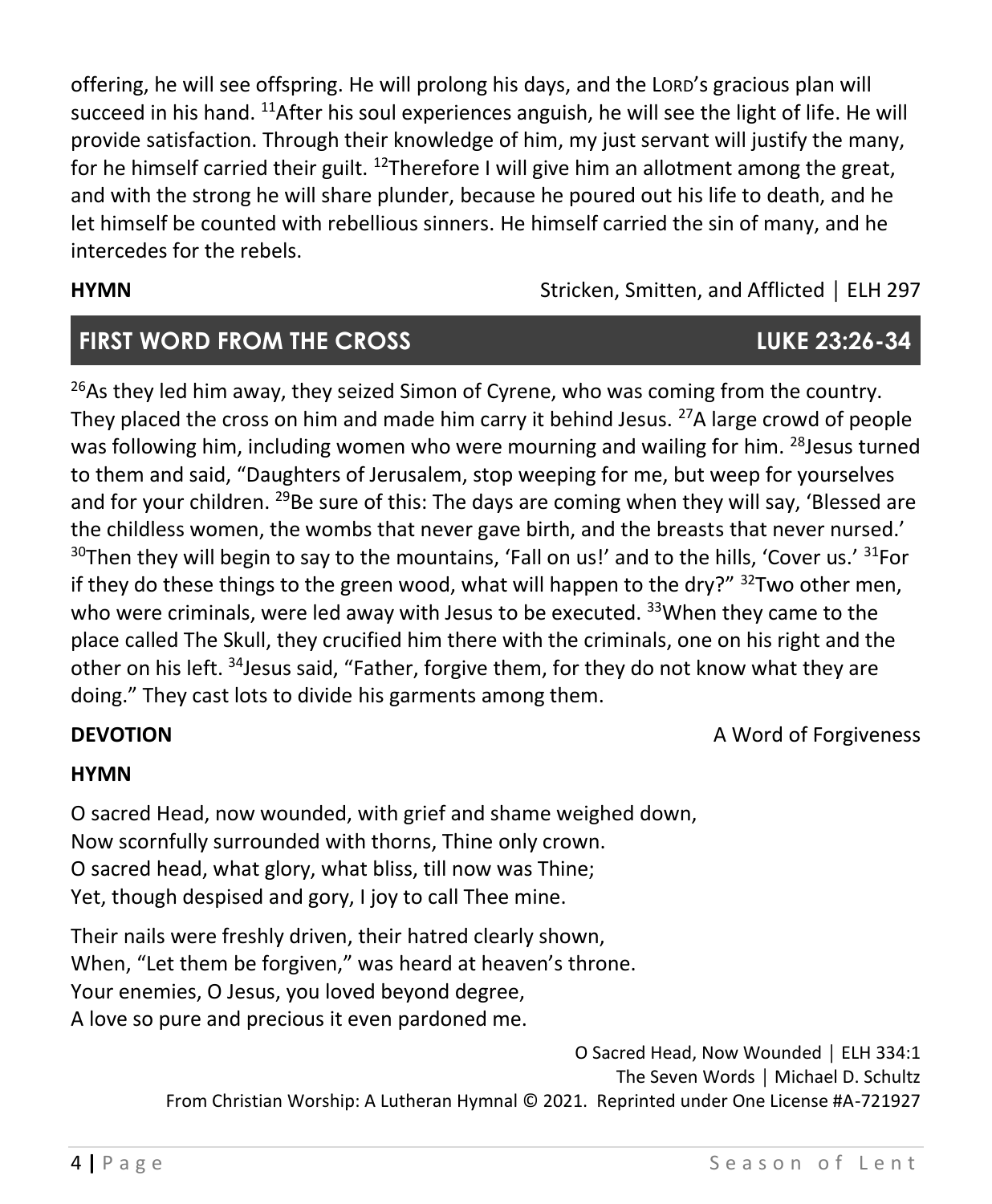offering, he will see offspring. He will prolong his days, and the LORD's gracious plan will succeed in his hand. [11]After his soul experiences anguish, he will see the light of life. He will provide satisfaction. Through their knowledge of him, my just servant will justify the many, for he himself carried their guilt. [12]Therefore I will give him an allotment among the great, and with the strong he will share plunder, because he poured out his life to death, and he let himself be counted with rebellious sinners. He himself carried the sin of many, and he intercedes for the rebels.

**HYMN** Stricken, Smitten, and Afflicted | ELH 297

## FIRST WORD FROM THE CROSS — LUKE 23:26-34

[26]As they led him away, they seized Simon of Cyrene, who was coming from the country. They placed the cross on him and made him carry it behind Jesus. [27]A large crowd of people was following him, including women who were mourning and wailing for him. [28]Jesus turned to them and said, "Daughters of Jerusalem, stop weeping for me, but weep for yourselves and for your children. [29]Be sure of this: The days are coming when they will say, 'Blessed are the childless women, the wombs that never gave birth, and the breasts that never nursed.' [30]Then they will begin to say to the mountains, 'Fall on us!' and to the hills, 'Cover us.' [31]For if they do these things to the green wood, what will happen to the dry?" [32]Two other men, who were criminals, were led away with Jesus to be executed. [33]When they came to the place called The Skull, they crucified him there with the criminals, one on his right and the other on his left. [34]Jesus said, "Father, forgive them, for they do not know what they are doing." They cast lots to divide his garments among them.

**DEVOTION** A Word of Forgiveness

**HYMN**

O sacred Head, now wounded, with grief and shame weighed down,
Now scornfully surrounded with thorns, Thine only crown.
O sacred head, what glory, what bliss, till now was Thine;
Yet, though despised and gory, I joy to call Thee mine.

Their nails were freshly driven, their hatred clearly shown,
When, "Let them be forgiven," was heard at heaven's throne.
Your enemies, O Jesus, you loved beyond degree,
A love so pure and precious it even pardoned me.

O Sacred Head, Now Wounded | ELH 334:1
The Seven Words | Michael D. Schultz
From Christian Worship: A Lutheran Hymnal © 2021. Reprinted under One License #A-721927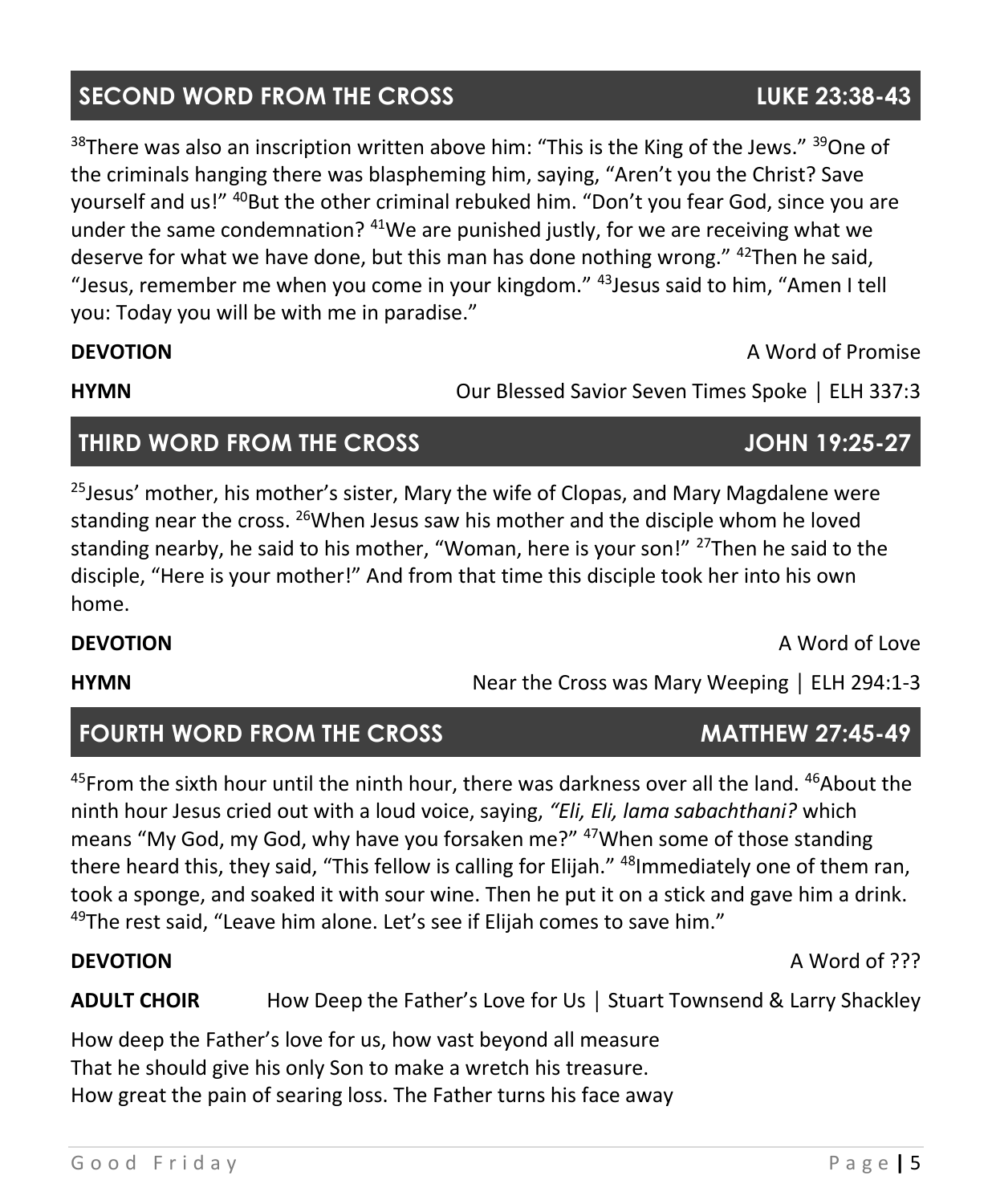## SECOND WORD FROM THE CROSS — LUKE 23:38-43

[38]There was also an inscription written above him: "This is the King of the Jews." [39]One of the criminals hanging there was blaspheming him, saying, "Aren't you the Christ? Save yourself and us!" [40]But the other criminal rebuked him. "Don't you fear God, since you are under the same condemnation? [41]We are punished justly, for we are receiving what we deserve for what we have done, but this man has done nothing wrong." [42]Then he said, "Jesus, remember me when you come in your kingdom." [43]Jesus said to him, "Amen I tell you: Today you will be with me in paradise."

**DEVOTION** — A Word of Promise

**HYMN** — Our Blessed Savior Seven Times Spoke | ELH 337:3

## THIRD WORD FROM THE CROSS — JOHN 19:25-27

[25]Jesus' mother, his mother's sister, Mary the wife of Clopas, and Mary Magdalene were standing near the cross. [26]When Jesus saw his mother and the disciple whom he loved standing nearby, he said to his mother, "Woman, here is your son!" [27]Then he said to the disciple, "Here is your mother!" And from that time this disciple took her into his own home.

**DEVOTION** — A Word of Love

**HYMN** — Near the Cross was Mary Weeping | ELH 294:1-3

## FOURTH WORD FROM THE CROSS — MATTHEW 27:45-49

[45]From the sixth hour until the ninth hour, there was darkness over all the land. [46]About the ninth hour Jesus cried out with a loud voice, saying, *"Eli, Eli, lama sabachthani?* which means "My God, my God, why have you forsaken me?" [47]When some of those standing there heard this, they said, "This fellow is calling for Elijah." [48]Immediately one of them ran, took a sponge, and soaked it with sour wine. Then he put it on a stick and gave him a drink. [49]The rest said, "Leave him alone. Let's see if Elijah comes to save him."

**DEVOTION** — A Word of ???

**ADULT CHOIR** — How Deep the Father's Love for Us | Stuart Townsend & Larry Shackley

How deep the Father's love for us, how vast beyond all measure
That he should give his only Son to make a wretch his treasure.
How great the pain of searing loss. The Father turns his face away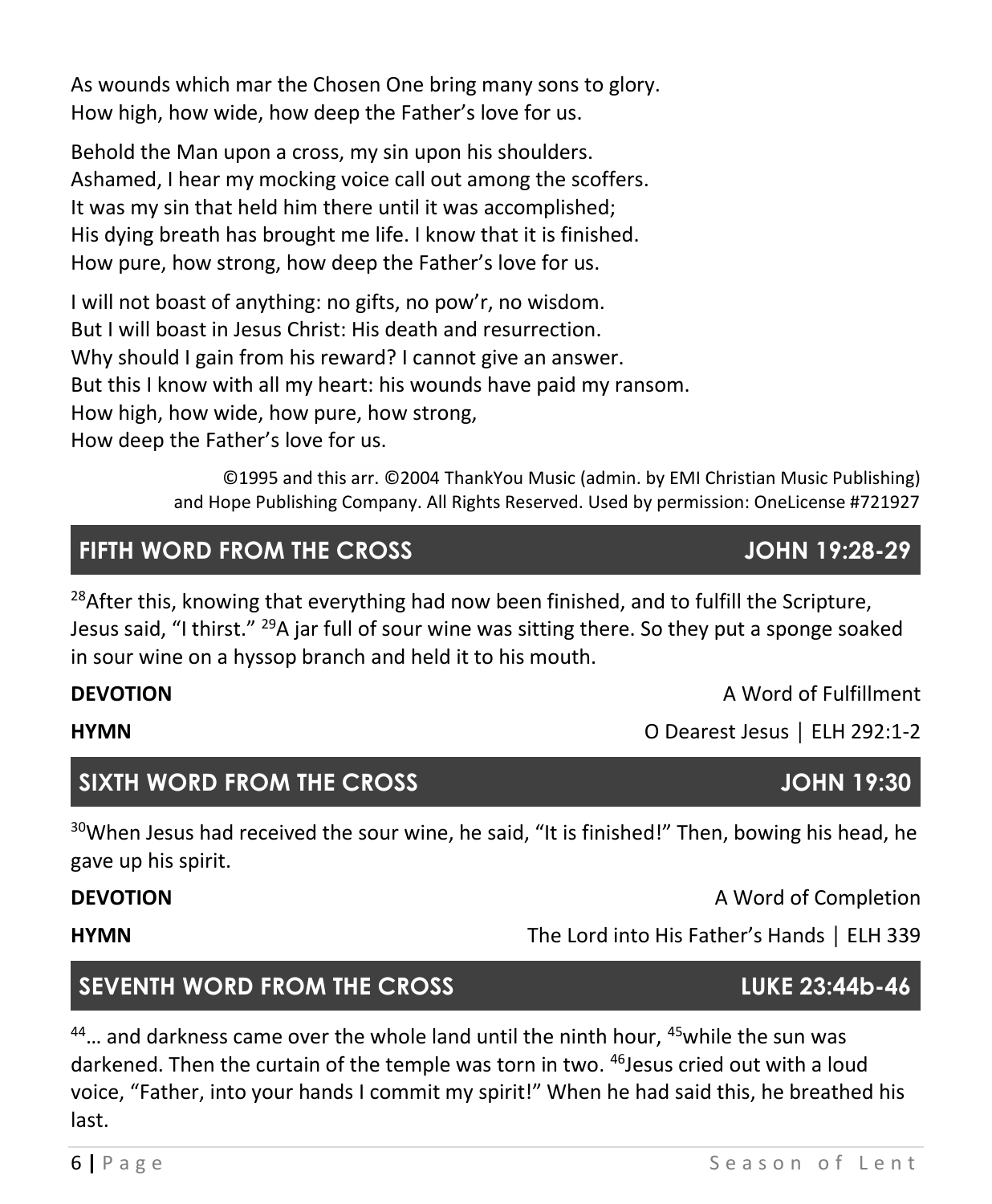As wounds which mar the Chosen One bring many sons to glory.
How high, how wide, how deep the Father's love for us.

Behold the Man upon a cross, my sin upon his shoulders.
Ashamed, I hear my mocking voice call out among the scoffers.
It was my sin that held him there until it was accomplished;
His dying breath has brought me life. I know that it is finished.
How pure, how strong, how deep the Father's love for us.

I will not boast of anything: no gifts, no pow'r, no wisdom.
But I will boast in Jesus Christ: His death and resurrection.
Why should I gain from his reward? I cannot give an answer.
But this I know with all my heart: his wounds have paid my ransom.
How high, how wide, how pure, how strong,
How deep the Father's love for us.

©1995 and this arr. ©2004 ThankYou Music (admin. by EMI Christian Music Publishing) and Hope Publishing Company. All Rights Reserved. Used by permission: OneLicense #721927

## FIFTH WORD FROM THE CROSS — JOHN 19:28-29

[28]After this, knowing that everything had now been finished, and to fulfill the Scripture, Jesus said, "I thirst." [29]A jar full of sour wine was sitting there. So they put a sponge soaked in sour wine on a hyssop branch and held it to his mouth.

**DEVOTION** — A Word of Fulfillment

**HYMN** — O Dearest Jesus | ELH 292:1-2

## SIXTH WORD FROM THE CROSS — JOHN 19:30

[30]When Jesus had received the sour wine, he said, "It is finished!" Then, bowing his head, he gave up his spirit.

**DEVOTION** — A Word of Completion

**HYMN** — The Lord into His Father's Hands | ELH 339

## SEVENTH WORD FROM THE CROSS — LUKE 23:44b-46

[44]… and darkness came over the whole land until the ninth hour, [45]while the sun was darkened. Then the curtain of the temple was torn in two. [46]Jesus cried out with a loud voice, "Father, into your hands I commit my spirit!" When he had said this, he breathed his last.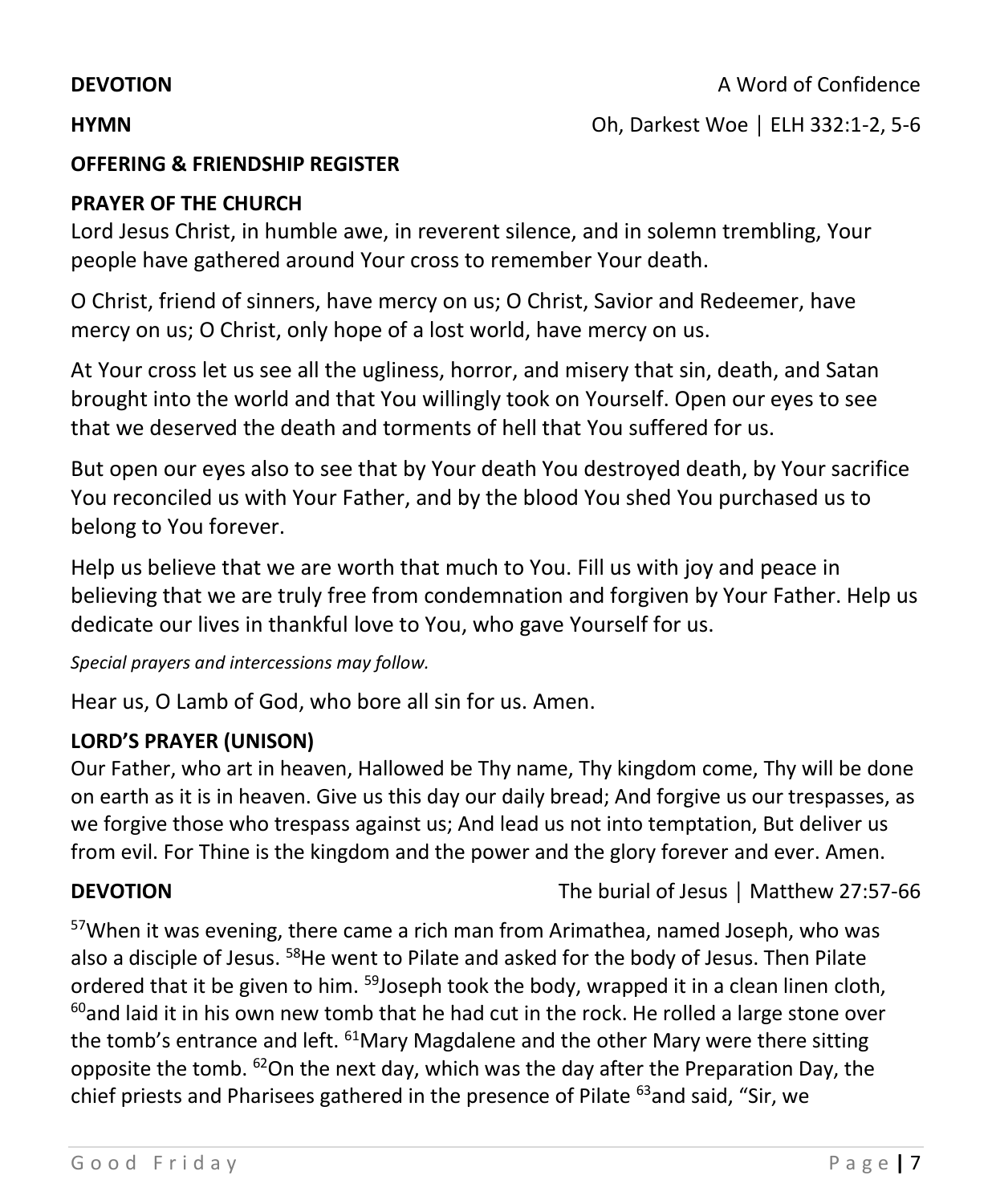**DEVOTION** A Word of Confidence

**HYMN** Oh, Darkest Woe | ELH 332:1-2, 5-6

**OFFERING & FRIENDSHIP REGISTER**

**PRAYER OF THE CHURCH**

Lord Jesus Christ, in humble awe, in reverent silence, and in solemn trembling, Your people have gathered around Your cross to remember Your death.

O Christ, friend of sinners, have mercy on us; O Christ, Savior and Redeemer, have mercy on us; O Christ, only hope of a lost world, have mercy on us.

At Your cross let us see all the ugliness, horror, and misery that sin, death, and Satan brought into the world and that You willingly took on Yourself. Open our eyes to see that we deserved the death and torments of hell that You suffered for us.

But open our eyes also to see that by Your death You destroyed death, by Your sacrifice You reconciled us with Your Father, and by the blood You shed You purchased us to belong to You forever.

Help us believe that we are worth that much to You. Fill us with joy and peace in believing that we are truly free from condemnation and forgiven by Your Father. Help us dedicate our lives in thankful love to You, who gave Yourself for us.

*Special prayers and intercessions may follow.*

Hear us, O Lamb of God, who bore all sin for us. Amen.

**LORD'S PRAYER (UNISON)**

Our Father, who art in heaven, Hallowed be Thy name, Thy kingdom come, Thy will be done on earth as it is in heaven. Give us this day our daily bread; And forgive us our trespasses, as we forgive those who trespass against us; And lead us not into temptation, But deliver us from evil. For Thine is the kingdom and the power and the glory forever and ever. Amen.

**DEVOTION** The burial of Jesus | Matthew 27:57-66

[57]When it was evening, there came a rich man from Arimathea, named Joseph, who was also a disciple of Jesus. [58]He went to Pilate and asked for the body of Jesus. Then Pilate ordered that it be given to him. [59]Joseph took the body, wrapped it in a clean linen cloth, [60]and laid it in his own new tomb that he had cut in the rock. He rolled a large stone over the tomb's entrance and left. [61]Mary Magdalene and the other Mary were there sitting opposite the tomb. [62]On the next day, which was the day after the Preparation Day, the chief priests and Pharisees gathered in the presence of Pilate [63]and said, "Sir, we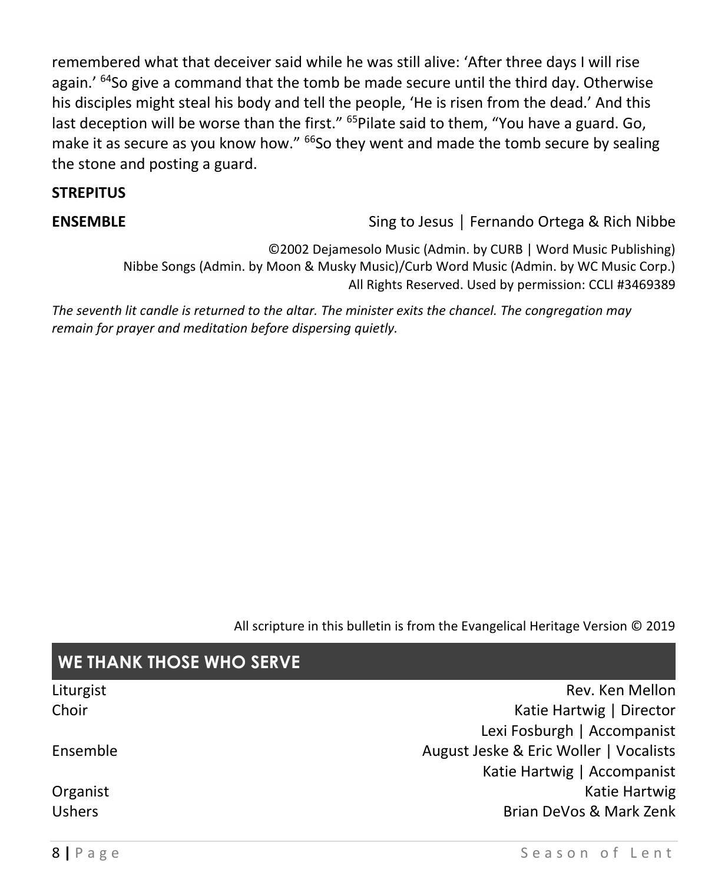remembered what that deceiver said while he was still alive: 'After three days I will rise again.' [64]So give a command that the tomb be made secure until the third day. Otherwise his disciples might steal his body and tell the people, 'He is risen from the dead.' And this last deception will be worse than the first." [65]Pilate said to them, "You have a guard. Go, make it as secure as you know how." [66]So they went and made the tomb secure by sealing the stone and posting a guard.

**STREPITUS**

**ENSEMBLE** Sing to Jesus | Fernando Ortega & Rich Nibbe

©2002 Dejamesolo Music (Admin. by CURB | Word Music Publishing)
Nibbe Songs (Admin. by Moon & Musky Music)/Curb Word Music (Admin. by WC Music Corp.)
All Rights Reserved. Used by permission: CCLI #3469389

*The seventh lit candle is returned to the altar. The minister exits the chancel. The congregation may remain for prayer and meditation before dispersing quietly.*

All scripture in this bulletin is from the Evangelical Heritage Version © 2019

## WE THANK THOSE WHO SERVE

| | |
|---|---|
| Liturgist | Rev. Ken Mellon |
| Choir | Katie Hartwig \| Director |
| | Lexi Fosburgh \| Accompanist |
| Ensemble | August Jeske & Eric Woller \| Vocalists |
| | Katie Hartwig \| Accompanist |
| Organist | Katie Hartwig |
| Ushers | Brian DeVos & Mark Zenk |